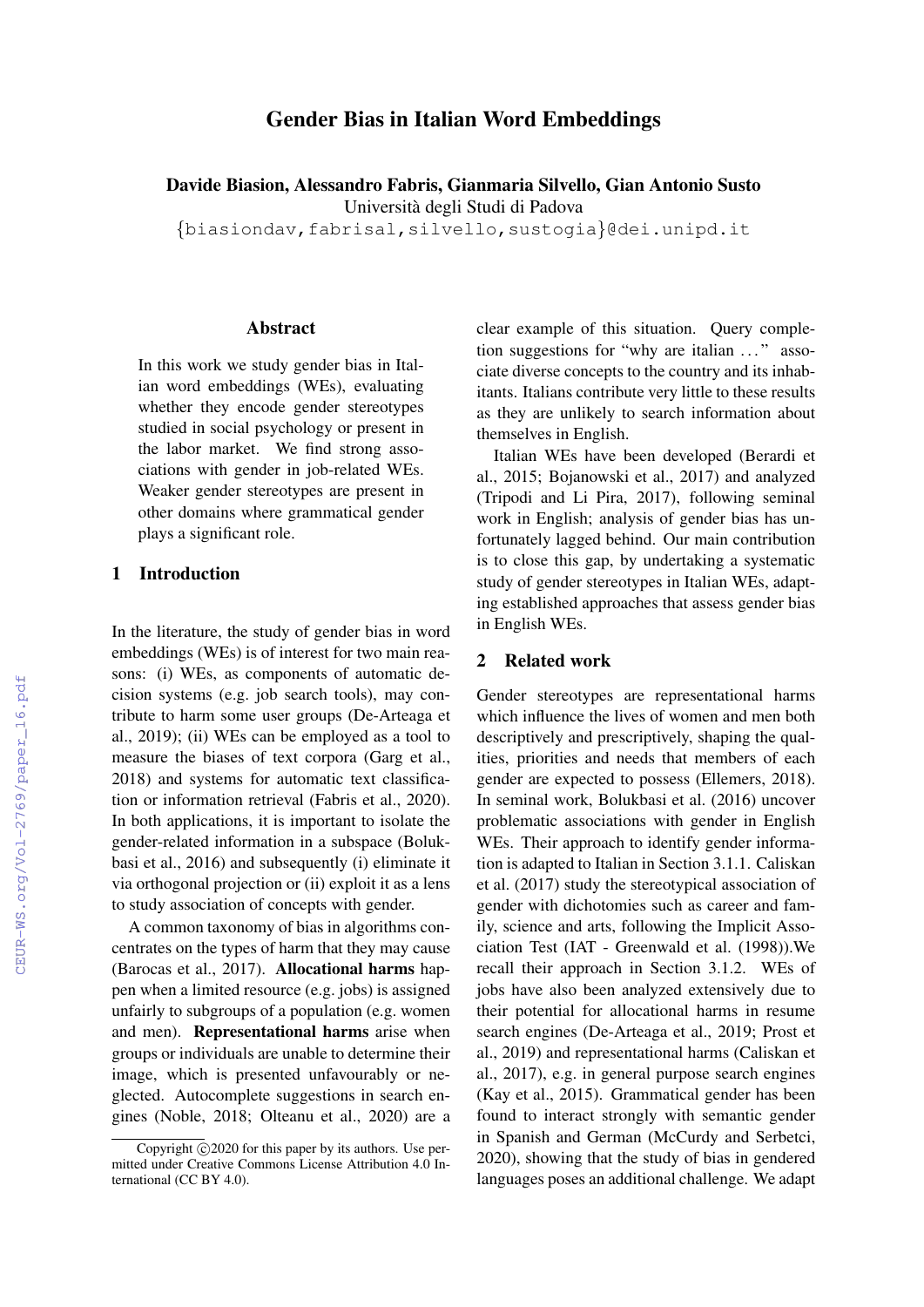# Gender Bias in Italian Word Embeddings

**Davide Biasion, Alessandro Fabris, Gianmaria Silvello, Gian Antonio Susto**
Università degli Studi di Padova
{biasiondav,fabrisal,silvello,sustogia}@dei.unipd.it

## Abstract

In this work we study gender bias in Italian word embeddings (WEs), evaluating whether they encode gender stereotypes studied in social psychology or present in the labor market. We find strong associations with gender in job-related WEs. Weaker gender stereotypes are present in other domains where grammatical gender plays a significant role.

## 1 Introduction

In the literature, the study of gender bias in word embeddings (WEs) is of interest for two main reasons: (i) WEs, as components of automatic decision systems (e.g. job search tools), may contribute to harm some user groups (De-Arteaga et al., 2019); (ii) WEs can be employed as a tool to measure the biases of text corpora (Garg et al., 2018) and systems for automatic text classification or information retrieval (Fabris et al., 2020). In both applications, it is important to isolate the gender-related information in a subspace (Bolukbasi et al., 2016) and subsequently (i) eliminate it via orthogonal projection or (ii) exploit it as a lens to study association of concepts with gender.

A common taxonomy of bias in algorithms concentrates on the types of harm that they may cause (Barocas et al., 2017). **Allocational harms** happen when a limited resource (e.g. jobs) is assigned unfairly to subgroups of a population (e.g. women and men). **Representational harms** arise when groups or individuals are unable to determine their image, which is presented unfavourably or neglected. Autocomplete suggestions in search engines (Noble, 2018; Olteanu et al., 2020) are a clear example of this situation. Query completion suggestions for "why are italian ..." associate diverse concepts to the country and its inhabitants. Italians contribute very little to these results as they are unlikely to search information about themselves in English.

Italian WEs have been developed (Berardi et al., 2015; Bojanowski et al., 2017) and analyzed (Tripodi and Li Pira, 2017), following seminal work in English; analysis of gender bias has unfortunately lagged behind. Our main contribution is to close this gap, by undertaking a systematic study of gender stereotypes in Italian WEs, adapting established approaches that assess gender bias in English WEs.

## 2 Related work

Gender stereotypes are representational harms which influence the lives of women and men both descriptively and prescriptively, shaping the qualities, priorities and needs that members of each gender are expected to possess (Ellemers, 2018). In seminal work, Bolukbasi et al. (2016) uncover problematic associations with gender in English WEs. Their approach to identify gender information is adapted to Italian in Section 3.1.1. Caliskan et al. (2017) study the stereotypical association of gender with dichotomies such as career and family, science and arts, following the Implicit Association Test (IAT - Greenwald et al. (1998)).We recall their approach in Section 3.1.2. WEs of jobs have also been analyzed extensively due to their potential for allocational harms in resume search engines (De-Arteaga et al., 2019; Prost et al., 2019) and representational harms (Caliskan et al., 2017), e.g. in general purpose search engines (Kay et al., 2015). Grammatical gender has been found to interact strongly with semantic gender in Spanish and German (McCurdy and Serbetci, 2020), showing that the study of bias in gendered languages poses an additional challenge. We adapt

Copyright ©2020 for this paper by its authors. Use permitted under Creative Commons License Attribution 4.0 International (CC BY 4.0).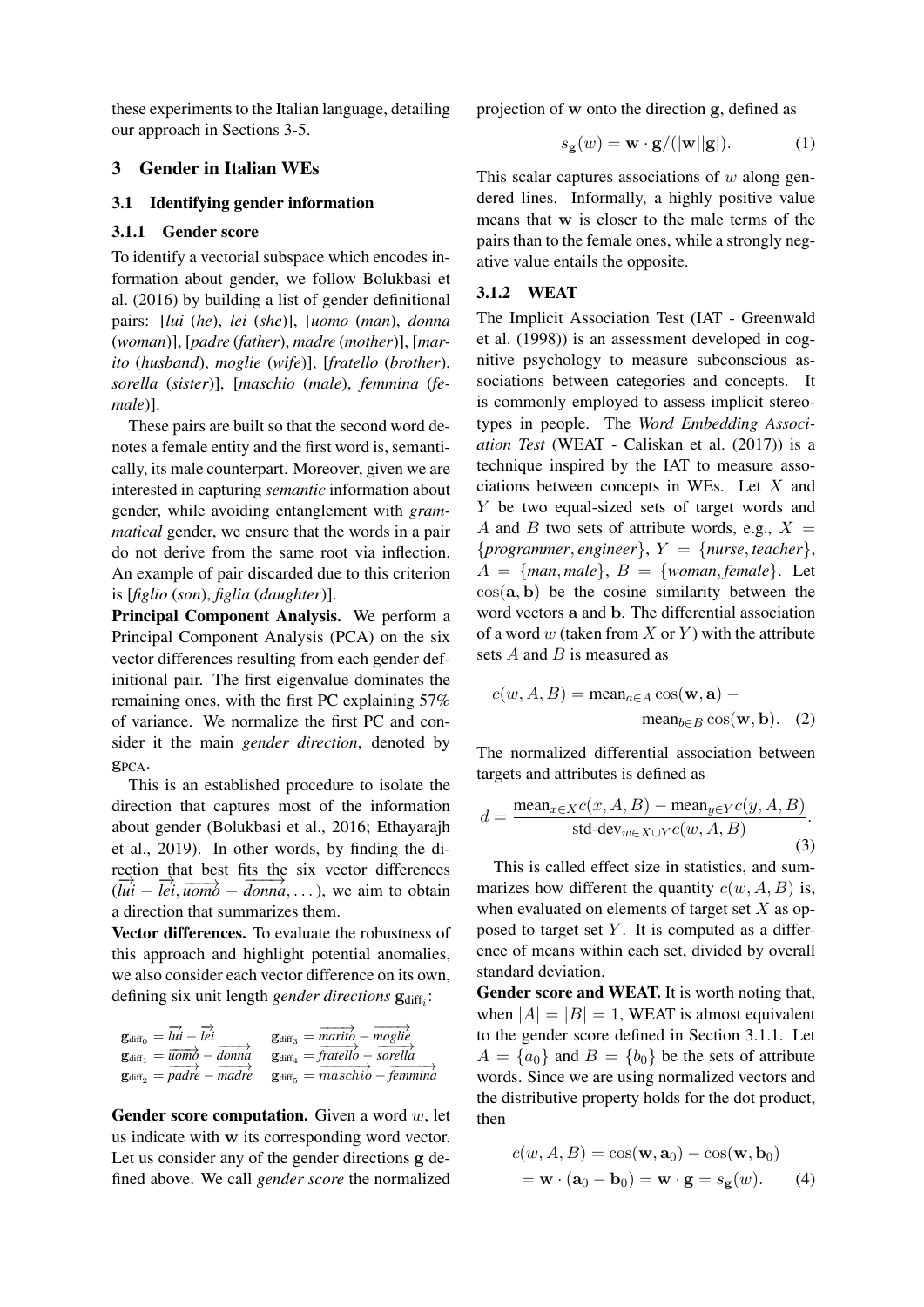these experiments to the Italian language, detailing our approach in Sections 3-5.

## 3 Gender in Italian WEs

### 3.1 Identifying gender information

#### 3.1.1 Gender score

To identify a vectorial subspace which encodes information about gender, we follow Bolukbasi et al. (2016) by building a list of gender definitional pairs: [*lui* (*he*), *lei* (*she*)], [*uomo* (*man*), *donna* (*woman*)], [*padre* (*father*), *madre* (*mother*)], [*marito* (*husband*), *moglie* (*wife*)], [*fratello* (*brother*), *sorella* (*sister*)], [*maschio* (*male*), *femmina* (*female*)].

These pairs are built so that the second word denotes a female entity and the first word is, semantically, its male counterpart. Moreover, given we are interested in capturing *semantic* information about gender, while avoiding entanglement with *grammatical* gender, we ensure that the words in a pair do not derive from the same root via inflection. An example of pair discarded due to this criterion is [*figlio* (*son*), *figlia* (*daughter*)].

**Principal Component Analysis.** We perform a Principal Component Analysis (PCA) on the six vector differences resulting from each gender definitional pair. The first eigenvalue dominates the remaining ones, with the first PC explaining 57% of variance. We normalize the first PC and consider it the main *gender direction*, denoted by $\mathbf{g}_{\text{PCA}}$.

This is an established procedure to isolate the direction that captures most of the information about gender (Bolukbasi et al., 2016; Ethayarajh et al., 2019). In other words, by finding the direction that best fits the six vector differences ($\overrightarrow{lui} - \overrightarrow{lei}, \overrightarrow{uomo} - \overrightarrow{donna}, \dots$), we aim to obtain a direction that summarizes them.

**Vector differences.** To evaluate the robustness of this approach and highlight potential anomalies, we also consider each vector difference on its own, defining six unit length *gender directions* $\mathbf{g}_{\text{diff}_i}$:

$$\mathbf{g}_{\text{diff}_0} = \overrightarrow{lui} - \overrightarrow{lei} \qquad \mathbf{g}_{\text{diff}_3} = \overrightarrow{marito} - \overrightarrow{moglie}$$
$$\mathbf{g}_{\text{diff}_1} = \overrightarrow{uomo} - \overrightarrow{donna} \qquad \mathbf{g}_{\text{diff}_4} = \overrightarrow{fratello} - \overrightarrow{sorella}$$
$$\mathbf{g}_{\text{diff}_2} = \overrightarrow{padre} - \overrightarrow{madre} \qquad \mathbf{g}_{\text{diff}_5} = \overrightarrow{maschio} - \overrightarrow{femmina}$$

**Gender score computation.** Given a word $w$, let us indicate with $\mathbf{w}$ its corresponding word vector. Let us consider any of the gender directions $\mathbf{g}$ defined above. We call *gender score* the normalized projection of $\mathbf{w}$ onto the direction $\mathbf{g}$, defined as

$$s_{\mathbf{g}}(w) = \mathbf{w} \cdot \mathbf{g} / (|\mathbf{w}||\mathbf{g}|). \tag{1}$$

This scalar captures associations of $w$ along gendered lines. Informally, a highly positive value means that $\mathbf{w}$ is closer to the male terms of the pairs than to the female ones, while a strongly negative value entails the opposite.

#### 3.1.2 WEAT

The Implicit Association Test (IAT - Greenwald et al. (1998)) is an assessment developed in cognitive psychology to measure subconscious associations between categories and concepts. It is commonly employed to assess implicit stereotypes in people. The *Word Embedding Association Test* (WEAT - Caliskan et al. (2017)) is a technique inspired by the IAT to measure associations between concepts in WEs. Let $X$ and $Y$ be two equal-sized sets of target words and $A$ and $B$ two sets of attribute words, e.g., $X = \{\textit{programmer}, \textit{engineer}\}$, $Y = \{\textit{nurse}, \textit{teacher}\}$, $A = \{\textit{man}, \textit{male}\}$, $B = \{\textit{woman}, \textit{female}\}$. Let $\cos(\mathbf{a}, \mathbf{b})$ be the cosine similarity between the word vectors $\mathbf{a}$ and $\mathbf{b}$. The differential association of a word $w$ (taken from $X$ or $Y$) with the attribute sets $A$ and $B$ is measured as

$$c(w, A, B) = \text{mean}_{a \in A} \cos(\mathbf{w}, \mathbf{a}) - \text{mean}_{b \in B} \cos(\mathbf{w}, \mathbf{b}). \tag{2}$$

The normalized differential association between targets and attributes is defined as

$$d = \frac{\text{mean}_{x \in X} c(x, A, B) - \text{mean}_{y \in Y} c(y, A, B)}{\text{std-dev}_{w \in X \cup Y} c(w, A, B)}. \tag{3}$$

This is called effect size in statistics, and summarizes how different the quantity $c(w, A, B)$ is, when evaluated on elements of target set $X$ as opposed to target set $Y$. It is computed as a difference of means within each set, divided by overall standard deviation.

**Gender score and WEAT.** It is worth noting that, when $|A| = |B| = 1$, WEAT is almost equivalent to the gender score defined in Section 3.1.1. Let $A = \{a_0\}$ and $B = \{b_0\}$ be the sets of attribute words. Since we are using normalized vectors and the distributive property holds for the dot product, then

$$\begin{aligned} c(w, A, B) &= \cos(\mathbf{w}, \mathbf{a}_0) - \cos(\mathbf{w}, \mathbf{b}_0) \\ &= \mathbf{w} \cdot (\mathbf{a}_0 - \mathbf{b}_0) = \mathbf{w} \cdot \mathbf{g} = s_{\mathbf{g}}(w). \end{aligned} \tag{4}$$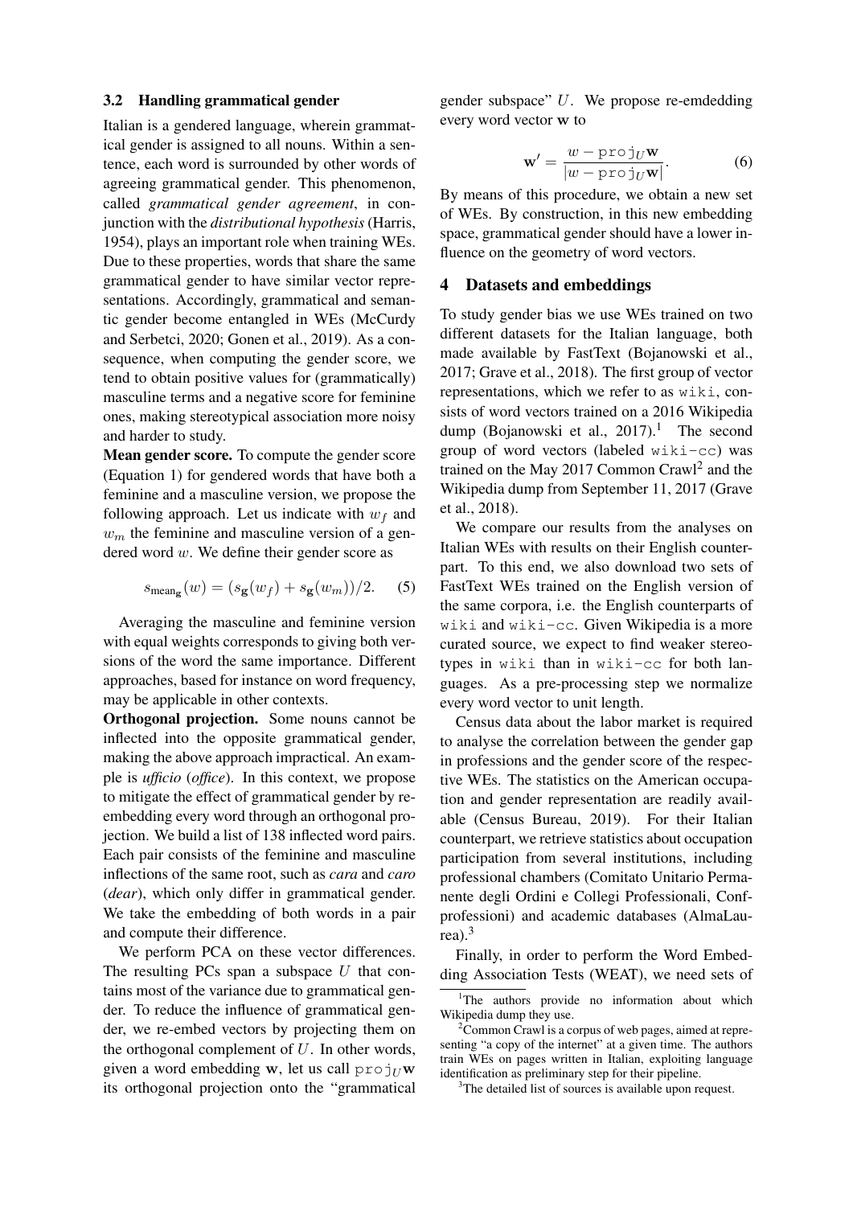### 3.2 Handling grammatical gender

Italian is a gendered language, wherein grammatical gender is assigned to all nouns. Within a sentence, each word is surrounded by other words of agreeing grammatical gender. This phenomenon, called *grammatical gender agreement*, in conjunction with the *distributional hypothesis* (Harris, 1954), plays an important role when training WEs. Due to these properties, words that share the same grammatical gender to have similar vector representations. Accordingly, grammatical and semantic gender become entangled in WEs (McCurdy and Serbetci, 2020; Gonen et al., 2019). As a consequence, when computing the gender score, we tend to obtain positive values for (grammatically) masculine terms and a negative score for feminine ones, making stereotypical association more noisy and harder to study.

**Mean gender score.** To compute the gender score (Equation 1) for gendered words that have both a feminine and a masculine version, we propose the following approach. Let us indicate with $w_f$ and $w_m$ the feminine and masculine version of a gendered word $w$. We define their gender score as

$$s_{\text{mean}_{\mathbf{g}}}(w) = (s_{\mathbf{g}}(w_f) + s_{\mathbf{g}}(w_m))/2. \quad (5)$$

Averaging the masculine and feminine version with equal weights corresponds to giving both versions of the word the same importance. Different approaches, based for instance on word frequency, may be applicable in other contexts.

**Orthogonal projection.** Some nouns cannot be inflected into the opposite grammatical gender, making the above approach impractical. An example is *ufficio* (*office*). In this context, we propose to mitigate the effect of grammatical gender by re-embedding every word through an orthogonal projection. We build a list of 138 inflected word pairs. Each pair consists of the feminine and masculine inflections of the same root, such as *cara* and *caro* (*dear*), which only differ in grammatical gender. We take the embedding of both words in a pair and compute their difference.

We perform PCA on these vector differences. The resulting PCs span a subspace $U$ that contains most of the variance due to grammatical gender. To reduce the influence of grammatical gender, we re-embed vectors by projecting them on the orthogonal complement of $U$. In other words, given a word embedding $\mathbf{w}$, let us call $\texttt{proj}_U\mathbf{w}$ its orthogonal projection onto the "grammatical gender subspace" $U$. We propose re-emdedding every word vector $\mathbf{w}$ to

$$\mathbf{w}' = \frac{w - \texttt{proj}_U\mathbf{w}}{|w - \texttt{proj}_U\mathbf{w}|}. \quad (6)$$

By means of this procedure, we obtain a new set of WEs. By construction, in this new embedding space, grammatical gender should have a lower influence on the geometry of word vectors.

## 4 Datasets and embeddings

To study gender bias we use WEs trained on two different datasets for the Italian language, both made available by FastText (Bojanowski et al., 2017; Grave et al., 2018). The first group of vector representations, which we refer to as `wiki`, consists of word vectors trained on a 2016 Wikipedia dump (Bojanowski et al., 2017).[1] The second group of word vectors (labeled `wiki-cc`) was trained on the May 2017 Common Crawl[2] and the Wikipedia dump from September 11, 2017 (Grave et al., 2018).

We compare our results from the analyses on Italian WEs with results on their English counterpart. To this end, we also download two sets of FastText WEs trained on the English version of the same corpora, i.e. the English counterparts of `wiki` and `wiki-cc`. Given Wikipedia is a more curated source, we expect to find weaker stereotypes in `wiki` than in `wiki-cc` for both languages. As a pre-processing step we normalize every word vector to unit length.

Census data about the labor market is required to analyse the correlation between the gender gap in professions and the gender score of the respective WEs. The statistics on the American occupation and gender representation are readily available (Census Bureau, 2019). For their Italian counterpart, we retrieve statistics about occupation participation from several institutions, including professional chambers (Comitato Unitario Permanente degli Ordini e Collegi Professionali, Confprofessioni) and academic databases (AlmaLaurea).[3]

Finally, in order to perform the Word Embedding Association Tests (WEAT), we need sets of

[1]The authors provide no information about which Wikipedia dump they use.

[2]Common Crawl is a corpus of web pages, aimed at representing "a copy of the internet" at a given time. The authors train WEs on pages written in Italian, exploiting language identification as preliminary step for their pipeline.

[3]The detailed list of sources is available upon request.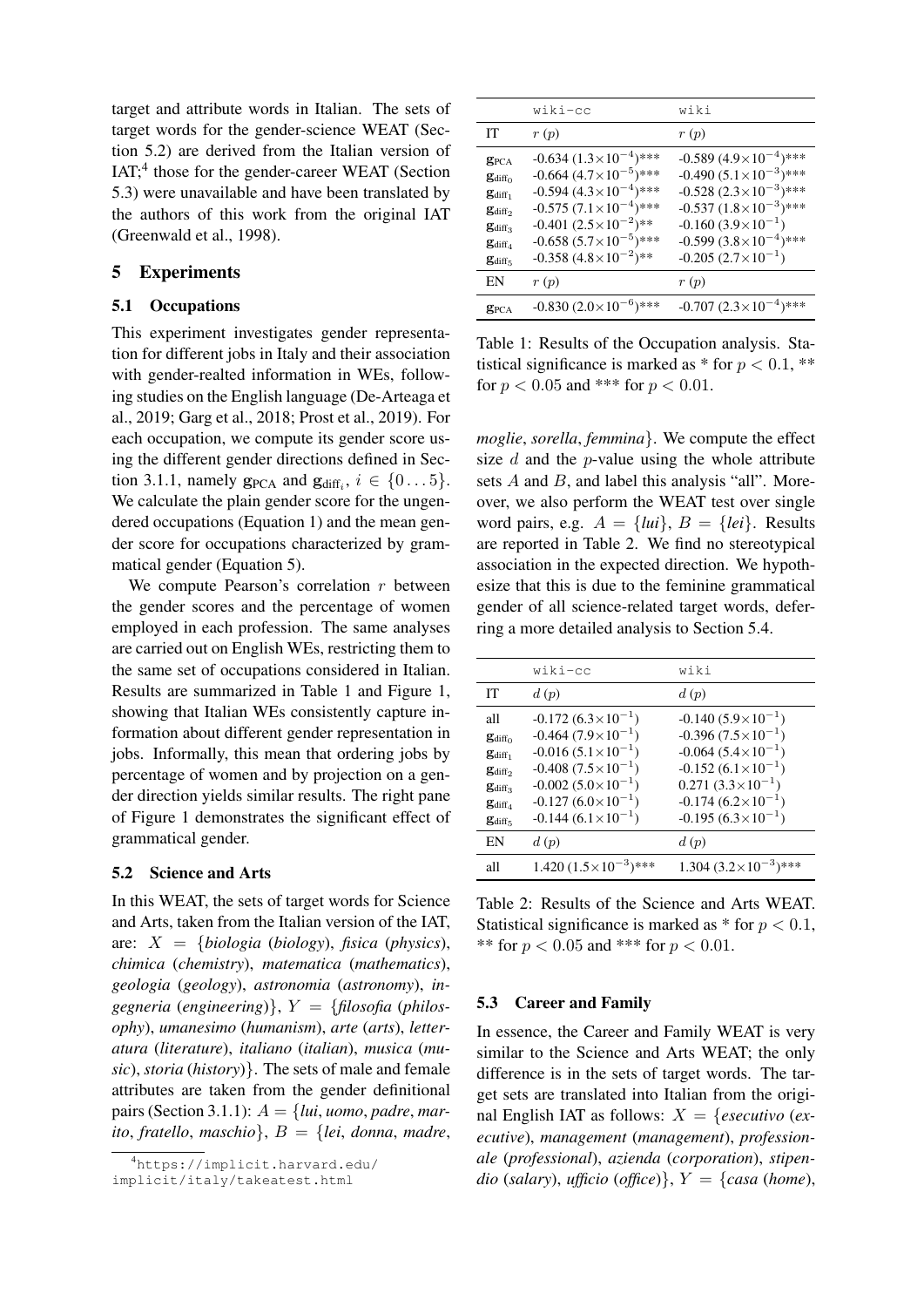target and attribute words in Italian. The sets of target words for the gender-science WEAT (Section 5.2) are derived from the Italian version of IAT;[4] those for the gender-career WEAT (Section 5.3) were unavailable and have been translated by the authors of this work from the original IAT (Greenwald et al., 1998).

## 5 Experiments

### 5.1 Occupations

This experiment investigates gender representation for different jobs in Italy and their association with gender-realted information in WEs, following studies on the English language (De-Arteaga et al., 2019; Garg et al., 2018; Prost et al., 2019). For each occupation, we compute its gender score using the different gender directions defined in Section 3.1.1, namely $\mathbf{g}_{\text{PCA}}$ and $\mathbf{g}_{\text{diff}_i}$, $i \in \{0 \ldots 5\}$. We calculate the plain gender score for the ungendered occupations (Equation 1) and the mean gender score for occupations characterized by grammatical gender (Equation 5).

We compute Pearson's correlation $r$ between the gender scores and the percentage of women employed in each profession. The same analyses are carried out on English WEs, restricting them to the same set of occupations considered in Italian. Results are summarized in Table 1 and Figure 1, showing that Italian WEs consistently capture information about different gender representation in jobs. Informally, this mean that ordering jobs by percentage of women and by projection on a gender direction yields similar results. The right pane of Figure 1 demonstrates the significant effect of grammatical gender.

|  | `wiki-cc` | `wiki` |
|---|---|---|
| IT | $r$ ($p$) | $r$ ($p$) |
| $\mathbf{g}_{\text{PCA}}$ | -0.634 ($1.3\times10^{-4}$)*** | -0.589 ($4.9\times10^{-4}$)*** |
| $\mathbf{g}_{\text{diff}_0}$ | -0.664 ($4.7\times10^{-5}$)*** | -0.490 ($5.1\times10^{-3}$)*** |
| $\mathbf{g}_{\text{diff}_1}$ | -0.594 ($4.3\times10^{-4}$)*** | -0.528 ($2.3\times10^{-3}$)*** |
| $\mathbf{g}_{\text{diff}_2}$ | -0.575 ($7.1\times10^{-4}$)*** | -0.537 ($1.8\times10^{-3}$)*** |
| $\mathbf{g}_{\text{diff}_3}$ | -0.401 ($2.5\times10^{-2}$)** | -0.160 ($3.9\times10^{-1}$) |
| $\mathbf{g}_{\text{diff}_4}$ | -0.658 ($5.7\times10^{-5}$)*** | -0.599 ($3.8\times10^{-4}$)*** |
| $\mathbf{g}_{\text{diff}_5}$ | -0.358 ($4.8\times10^{-2}$)** | -0.205 ($2.7\times10^{-1}$) |
| EN | $r$ ($p$) | $r$ ($p$) |
| $\mathbf{g}_{\text{PCA}}$ | -0.830 ($2.0\times10^{-6}$)*** | -0.707 ($2.3\times10^{-4}$)*** |

Table 1: Results of the Occupation analysis. Statistical significance is marked as * for $p < 0.1$, ** for $p < 0.05$ and *** for $p < 0.01$.

### 5.2 Science and Arts

In this WEAT, the sets of target words for Science and Arts, taken from the Italian version of the IAT, are: $X$ = {*biologia* (*biology*), *fisica* (*physics*), *chimica* (*chemistry*), *matematica* (*mathematics*), *geologia* (*geology*), *astronomia* (*astronomy*), *ingegneria* (*engineering*)}, $Y$ = {*filosofia* (*philosophy*), *umanesimo* (*humanism*), *arte* (*arts*), *letteratura* (*literature*), *italiano* (*italian*), *musica* (*music*), *storia* (*history*)}. The sets of male and female attributes are taken from the gender definitional pairs (Section 3.1.1): $A$ = {*lui*, *uomo*, *padre*, *marito*, *fratello*, *maschio*}, $B$ = {*lei*, *donna*, *madre*, *moglie*, *sorella*, *femmina*}. We compute the effect size $d$ and the $p$-value using the whole attribute sets $A$ and $B$, and label this analysis "all". Moreover, we also perform the WEAT test over single word pairs, e.g. $A$ = {*lui*}, $B$ = {*lei*}. Results are reported in Table 2. We find no stereotypical association in the expected direction. We hypothesize that this is due to the feminine grammatical gender of all science-related target words, deferring a more detailed analysis to Section 5.4.

|  | `wiki-cc` | `wiki` |
|---|---|---|
| IT | $d$ ($p$) | $d$ ($p$) |
| all | -0.172 ($6.3\times10^{-1}$) | -0.140 ($5.9\times10^{-1}$) |
| $\mathbf{g}_{\text{diff}_0}$ | -0.464 ($7.9\times10^{-1}$) | -0.396 ($7.5\times10^{-1}$) |
| $\mathbf{g}_{\text{diff}_1}$ | -0.016 ($5.1\times10^{-1}$) | -0.064 ($5.4\times10^{-1}$) |
| $\mathbf{g}_{\text{diff}_2}$ | -0.408 ($7.5\times10^{-1}$) | -0.152 ($6.1\times10^{-1}$) |
| $\mathbf{g}_{\text{diff}_3}$ | -0.002 ($5.0\times10^{-1}$) | 0.271 ($3.3\times10^{-1}$) |
| $\mathbf{g}_{\text{diff}_4}$ | -0.127 ($6.0\times10^{-1}$) | -0.174 ($6.2\times10^{-1}$) |
| $\mathbf{g}_{\text{diff}_5}$ | -0.144 ($6.1\times10^{-1}$) | -0.195 ($6.3\times10^{-1}$) |
| EN | $d$ ($p$) | $d$ ($p$) |
| all | 1.420 ($1.5\times10^{-3}$)*** | 1.304 ($3.2\times10^{-3}$)*** |

Table 2: Results of the Science and Arts WEAT. Statistical significance is marked as * for $p < 0.1$, ** for $p < 0.05$ and *** for $p < 0.01$.

### 5.3 Career and Family

In essence, the Career and Family WEAT is very similar to the Science and Arts WEAT; the only difference is in the sets of target words. The target sets are translated into Italian from the original English IAT as follows: $X$ = {*esecutivo* (*executive*), *management* (*management*), *professionale* (*professional*), *azienda* (*corporation*), *stipendio* (*salary*), *ufficio* (*office*)}, $Y$ = {*casa* (*home*),

[4] https://implicit.harvard.edu/implicit/italy/takeatest.html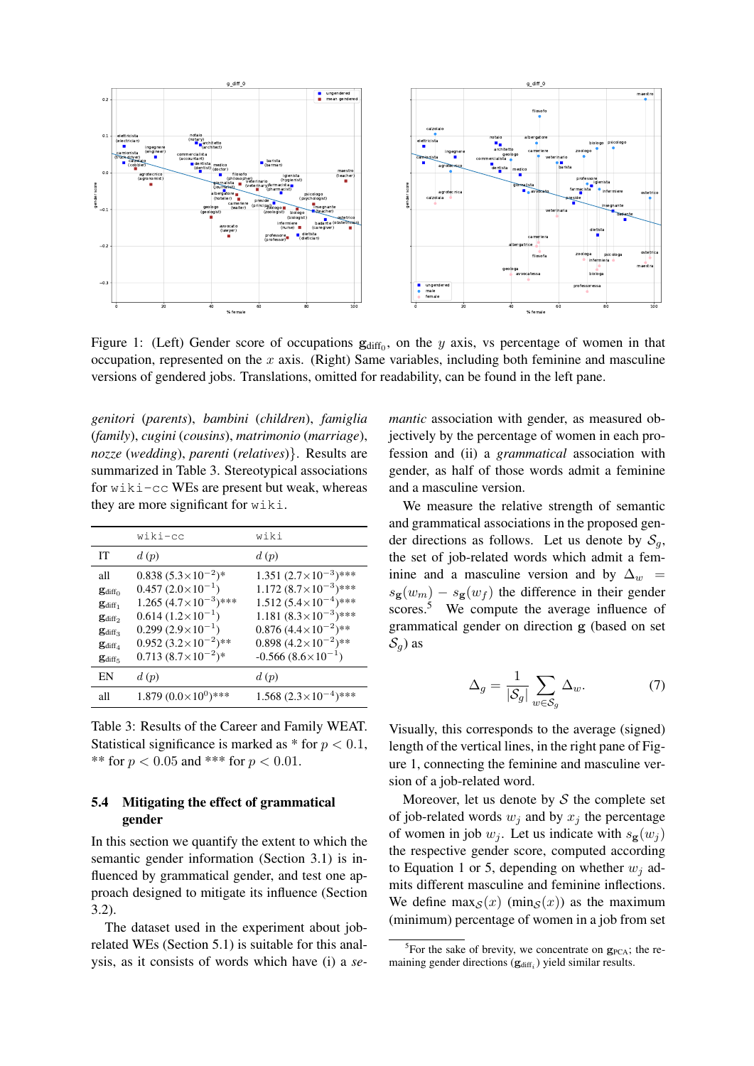Figure 1: (Left) Gender score of occupations $\mathbf{g}_{\text{diff}_0}$, on the $y$ axis, vs percentage of women in that occupation, represented on the $x$ axis. (Right) Same variables, including both feminine and masculine versions of gendered jobs. Translations, omitted for readability, can be found in the left pane.

*genitori* (*parents*), *bambini* (*children*), *famiglia* (*family*), *cugini* (*cousins*), *matrimonio* (*marriage*), *nozze* (*wedding*), *parenti* (*relatives*)}. Results are summarized in Table 3. Stereotypical associations for `wiki-cc` WEs are present but weak, whereas they are more significant for `wiki`.

| | `wiki-cc` | `wiki` |
|---|---|---|
| IT | $d$ ($p$) | $d$ ($p$) |
| all | 0.838 ($5.3\times10^{-2}$)* | 1.351 ($2.7\times10^{-3}$)*** |
| $\mathbf{g}_{\text{diff}_0}$ | 0.457 ($2.0\times10^{-1}$) | 1.172 ($8.7\times10^{-3}$)*** |
| $\mathbf{g}_{\text{diff}_1}$ | 1.265 ($4.7\times10^{-3}$)*** | 1.512 ($5.4\times10^{-4}$)*** |
| $\mathbf{g}_{\text{diff}_2}$ | 0.614 ($1.2\times10^{-1}$) | 1.181 ($8.3\times10^{-3}$)*** |
| $\mathbf{g}_{\text{diff}_3}$ | 0.299 ($2.9\times10^{-1}$) | 0.876 ($4.4\times10^{-2}$)** |
| $\mathbf{g}_{\text{diff}_4}$ | 0.952 ($3.2\times10^{-2}$)** | 0.898 ($4.2\times10^{-2}$)** |
| $\mathbf{g}_{\text{diff}_5}$ | 0.713 ($8.7\times10^{-2}$)* | -0.566 ($8.6\times10^{-1}$) |
| EN | $d$ ($p$) | $d$ ($p$) |
| all | 1.879 ($0.0\times10^{0}$)*** | 1.568 ($2.3\times10^{-4}$)*** |

Table 3: Results of the Career and Family WEAT. Statistical significance is marked as * for $p < 0.1$, ** for $p < 0.05$ and *** for $p < 0.01$.

## 5.4 Mitigating the effect of grammatical gender

In this section we quantify the extent to which the semantic gender information (Section 3.1) is influenced by grammatical gender, and test one approach designed to mitigate its influence (Section 3.2).

The dataset used in the experiment about job-related WEs (Section 5.1) is suitable for this analysis, as it consists of words which have (i) a *semantic* association with gender, as measured objectively by the percentage of women in each profession and (ii) a *grammatical* association with gender, as half of those words admit a feminine and a masculine version.

We measure the relative strength of semantic and grammatical associations in the proposed gender directions as follows. Let us denote by $\mathcal{S}_g$, the set of job-related words which admit a feminine and a masculine version and by $\Delta_w = s_\mathbf{g}(w_m) - s_\mathbf{g}(w_f)$ the difference in their gender scores.[5] We compute the average influence of grammatical gender on direction $\mathbf{g}$ (based on set $\mathcal{S}_g$) as

$$\Delta_g = \frac{1}{|\mathcal{S}_g|} \sum_{w \in \mathcal{S}_g} \Delta_w. \tag{7}$$

Visually, this corresponds to the average (signed) length of the vertical lines, in the right pane of Figure 1, connecting the feminine and masculine version of a job-related word.

Moreover, let us denote by $\mathcal{S}$ the complete set of job-related words $w_j$ and by $x_j$ the percentage of women in job $w_j$. Let us indicate with $s_\mathbf{g}(w_j)$ the respective gender score, computed according to Equation 1 or 5, depending on whether $w_j$ admits different masculine and feminine inflections. We define $\max_\mathcal{S}(x)$ ($\min_\mathcal{S}(x)$) as the maximum (minimum) percentage of women in a job from set

[5] For the sake of brevity, we concentrate on $\mathbf{g}_{\text{PCA}}$; the remaining gender directions ($\mathbf{g}_{\text{diff}_i}$) yield similar results.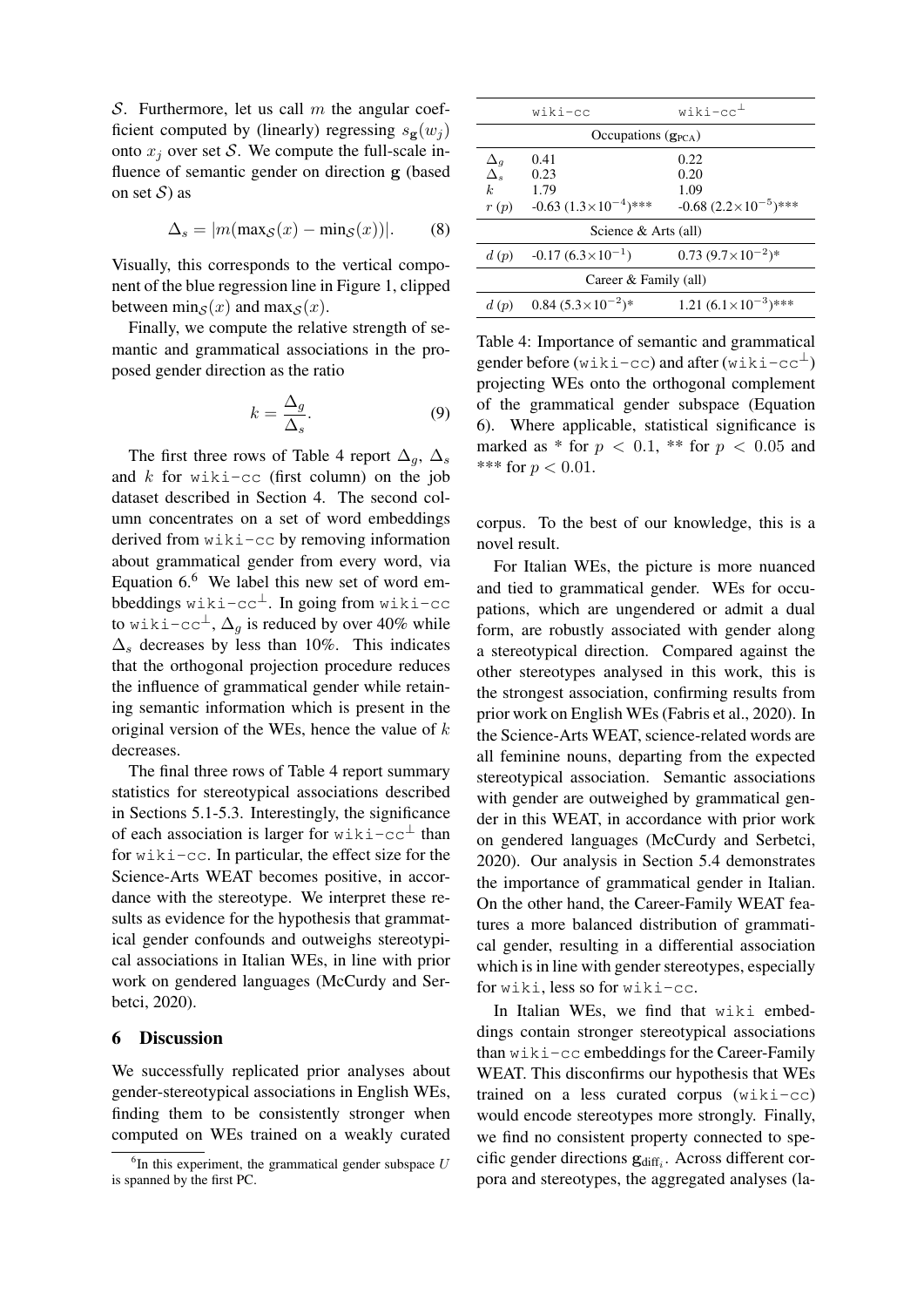$\mathcal{S}$. Furthermore, let us call $m$ the angular coefficient computed by (linearly) regressing $s_{\mathbf{g}}(w_j)$ onto $x_j$ over set $\mathcal{S}$. We compute the full-scale influence of semantic gender on direction $\mathbf{g}$ (based on set $\mathcal{S}$) as

$$\Delta_s = |m(\max_{\mathcal{S}}(x) - \min_{\mathcal{S}}(x))|. \quad (8)$$

Visually, this corresponds to the vertical component of the blue regression line in Figure 1, clipped between $\min_{\mathcal{S}}(x)$ and $\max_{\mathcal{S}}(x)$.

Finally, we compute the relative strength of semantic and grammatical associations in the proposed gender direction as the ratio

$$k = \frac{\Delta_g}{\Delta_s}. \quad (9)$$

The first three rows of Table 4 report $\Delta_g$, $\Delta_s$ and $k$ for `wiki-cc` (first column) on the job dataset described in Section 4. The second column concentrates on a set of word embeddings derived from `wiki-cc` by removing information about grammatical gender from every word, via Equation 6.[6] We label this new set of word embbeddings $\texttt{wiki-cc}^{\perp}$. In going from `wiki-cc` to $\texttt{wiki-cc}^{\perp}$, $\Delta_g$ is reduced by over 40% while $\Delta_s$ decreases by less than 10%. This indicates that the orthogonal projection procedure reduces the influence of grammatical gender while retaining semantic information which is present in the original version of the WEs, hence the value of $k$ decreases.

The final three rows of Table 4 report summary statistics for stereotypical associations described in Sections 5.1-5.3. Interestingly, the significance of each association is larger for $\texttt{wiki-cc}^{\perp}$ than for `wiki-cc`. In particular, the effect size for the Science-Arts WEAT becomes positive, in accordance with the stereotype. We interpret these results as evidence for the hypothesis that grammatical gender confounds and outweighs stereotypical associations in Italian WEs, in line with prior work on gendered languages (McCurdy and Serbetci, 2020).

|  | `wiki-cc` | $\texttt{wiki-cc}^{\perp}$ |
|---|---|---|
| Occupations ($\mathbf{g}_{\text{PCA}}$) | | |
| $\Delta_g$ | 0.41 | 0.22 |
| $\Delta_s$ | 0.23 | 0.20 |
| $k$ | 1.79 | 1.09 |
| $r$ ($p$) | -0.63 ($1.3{\times}10^{-4}$)*** | -0.68 ($2.2{\times}10^{-5}$)*** |
| Science & Arts (all) | | |
| $d$ ($p$) | -0.17 ($6.3{\times}10^{-1}$) | 0.73 ($9.7{\times}10^{-2}$)* |
| Career & Family (all) | | |
| $d$ ($p$) | 0.84 ($5.3{\times}10^{-2}$)* | 1.21 ($6.1{\times}10^{-3}$)*** |

Table 4: Importance of semantic and grammatical gender before (`wiki-cc`) and after ($\texttt{wiki-cc}^{\perp}$) projecting WEs onto the orthogonal complement of the grammatical gender subspace (Equation 6). Where applicable, statistical significance is marked as * for $p < 0.1$, ** for $p < 0.05$ and *** for $p < 0.01$.

## 6 Discussion

We successfully replicated prior analyses about gender-stereotypical associations in English WEs, finding them to be consistently stronger when computed on WEs trained on a weakly curated corpus. To the best of our knowledge, this is a novel result.

For Italian WEs, the picture is more nuanced and tied to grammatical gender. WEs for occupations, which are ungendered or admit a dual form, are robustly associated with gender along a stereotypical direction. Compared against the other stereotypes analysed in this work, this is the strongest association, confirming results from prior work on English WEs (Fabris et al., 2020). In the Science-Arts WEAT, science-related words are all feminine nouns, departing from the expected stereotypical association. Semantic associations with gender are outweighed by grammatical gender in this WEAT, in accordance with prior work on gendered languages (McCurdy and Serbetci, 2020). Our analysis in Section 5.4 demonstrates the importance of grammatical gender in Italian. On the other hand, the Career-Family WEAT features a more balanced distribution of grammatical gender, resulting in a differential association which is in line with gender stereotypes, especially for `wiki`, less so for `wiki-cc`.

In Italian WEs, we find that `wiki` embeddings contain stronger stereotypical associations than `wiki-cc` embeddings for the Career-Family WEAT. This disconfirms our hypothesis that WEs trained on a less curated corpus (`wiki-cc`) would encode stereotypes more strongly. Finally, we find no consistent property connected to specific gender directions $\mathbf{g}_{\text{diff}_i}$. Across different corpora and stereotypes, the aggregated analyses (la-

[6] In this experiment, the grammatical gender subspace $U$ is spanned by the first PC.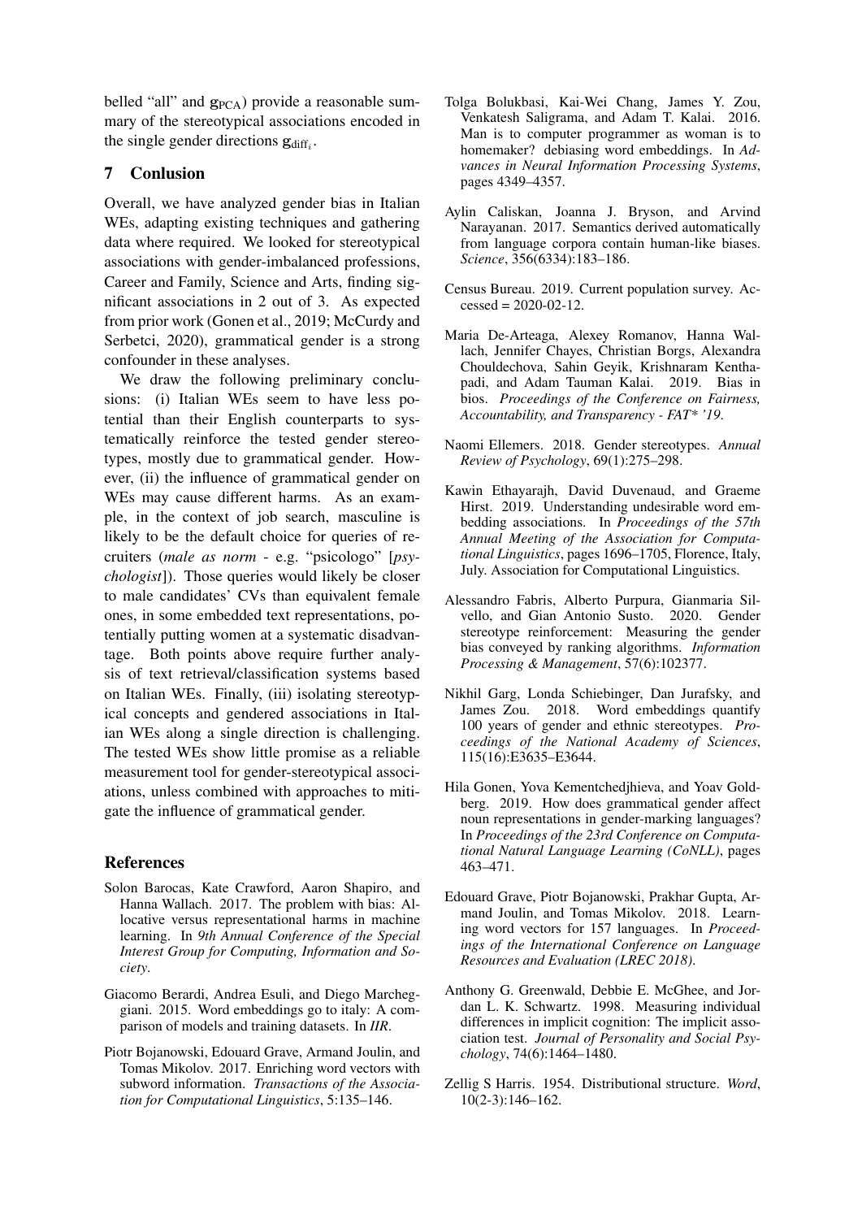belled "all" and $\mathbf{g}_{\text{PCA}}$) provide a reasonable summary of the stereotypical associations encoded in the single gender directions $\mathbf{g}_{\text{diff}_i}$.

## 7 Conlusion

Overall, we have analyzed gender bias in Italian WEs, adapting existing techniques and gathering data where required. We looked for stereotypical associations with gender-imbalanced professions, Career and Family, Science and Arts, finding significant associations in 2 out of 3. As expected from prior work (Gonen et al., 2019; McCurdy and Serbetci, 2020), grammatical gender is a strong confounder in these analyses.

We draw the following preliminary conclusions: (i) Italian WEs seem to have less potential than their English counterparts to systematically reinforce the tested gender stereotypes, mostly due to grammatical gender. However, (ii) the influence of grammatical gender on WEs may cause different harms. As an example, in the context of job search, masculine is likely to be the default choice for queries of recruiters (*male as norm* - e.g. "psicologo" [*psychologist*]). Those queries would likely be closer to male candidates' CVs than equivalent female ones, in some embedded text representations, potentially putting women at a systematic disadvantage. Both points above require further analysis of text retrieval/classification systems based on Italian WEs. Finally, (iii) isolating stereotypical concepts and gendered associations in Italian WEs along a single direction is challenging. The tested WEs show little promise as a reliable measurement tool for gender-stereotypical associations, unless combined with approaches to mitigate the influence of grammatical gender.

## References

Solon Barocas, Kate Crawford, Aaron Shapiro, and Hanna Wallach. 2017. The problem with bias: Allocative versus representational harms in machine learning. In *9th Annual Conference of the Special Interest Group for Computing, Information and Society*.

Giacomo Berardi, Andrea Esuli, and Diego Marcheggiani. 2015. Word embeddings go to italy: A comparison of models and training datasets. In *IIR*.

Piotr Bojanowski, Edouard Grave, Armand Joulin, and Tomas Mikolov. 2017. Enriching word vectors with subword information. *Transactions of the Association for Computational Linguistics*, 5:135–146.

Tolga Bolukbasi, Kai-Wei Chang, James Y. Zou, Venkatesh Saligrama, and Adam T. Kalai. 2016. Man is to computer programmer as woman is to homemaker? debiasing word embeddings. In *Advances in Neural Information Processing Systems*, pages 4349–4357.

Aylin Caliskan, Joanna J. Bryson, and Arvind Narayanan. 2017. Semantics derived automatically from language corpora contain human-like biases. *Science*, 356(6334):183–186.

Census Bureau. 2019. Current population survey. Accessed = 2020-02-12.

Maria De-Arteaga, Alexey Romanov, Hanna Wallach, Jennifer Chayes, Christian Borgs, Alexandra Chouldechova, Sahin Geyik, Krishnaram Kenthapadi, and Adam Tauman Kalai. 2019. Bias in bios. *Proceedings of the Conference on Fairness, Accountability, and Transparency - FAT* '19*.

Naomi Ellemers. 2018. Gender stereotypes. *Annual Review of Psychology*, 69(1):275–298.

Kawin Ethayarajh, David Duvenaud, and Graeme Hirst. 2019. Understanding undesirable word embedding associations. In *Proceedings of the 57th Annual Meeting of the Association for Computational Linguistics*, pages 1696–1705, Florence, Italy, July. Association for Computational Linguistics.

Alessandro Fabris, Alberto Purpura, Gianmaria Silvello, and Gian Antonio Susto. 2020. Gender stereotype reinforcement: Measuring the gender bias conveyed by ranking algorithms. *Information Processing & Management*, 57(6):102377.

Nikhil Garg, Londa Schiebinger, Dan Jurafsky, and James Zou. 2018. Word embeddings quantify 100 years of gender and ethnic stereotypes. *Proceedings of the National Academy of Sciences*, 115(16):E3635–E3644.

Hila Gonen, Yova Kementchedjhieva, and Yoav Goldberg. 2019. How does grammatical gender affect noun representations in gender-marking languages? In *Proceedings of the 23rd Conference on Computational Natural Language Learning (CoNLL)*, pages 463–471.

Edouard Grave, Piotr Bojanowski, Prakhar Gupta, Armand Joulin, and Tomas Mikolov. 2018. Learning word vectors for 157 languages. In *Proceedings of the International Conference on Language Resources and Evaluation (LREC 2018)*.

Anthony G. Greenwald, Debbie E. McGhee, and Jordan L. K. Schwartz. 1998. Measuring individual differences in implicit cognition: The implicit association test. *Journal of Personality and Social Psychology*, 74(6):1464–1480.

Zellig S Harris. 1954. Distributional structure. *Word*, 10(2-3):146–162.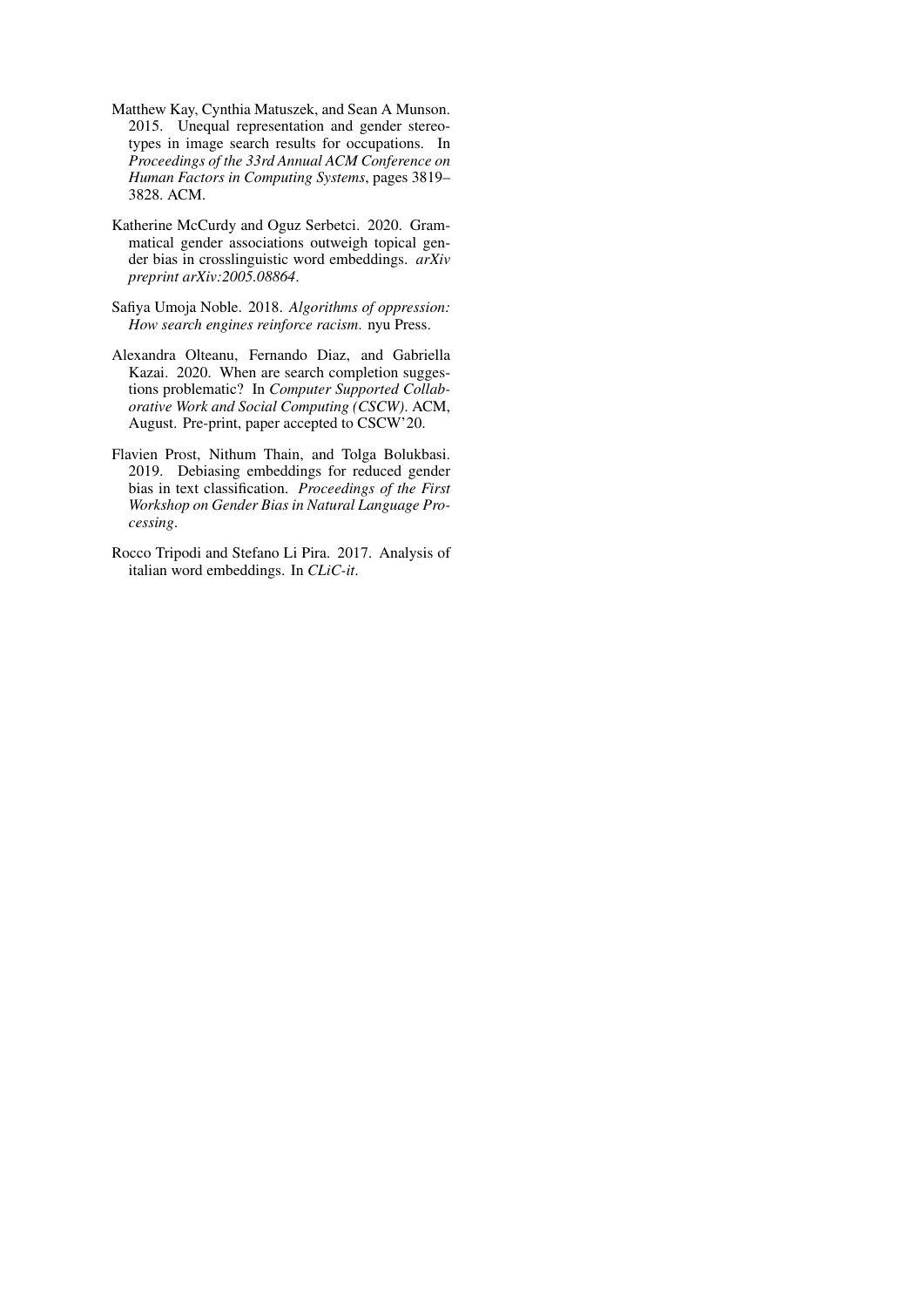Matthew Kay, Cynthia Matuszek, and Sean A Munson. 2015. Unequal representation and gender stereotypes in image search results for occupations. In *Proceedings of the 33rd Annual ACM Conference on Human Factors in Computing Systems*, pages 3819–3828. ACM.

Katherine McCurdy and Oguz Serbetci. 2020. Grammatical gender associations outweigh topical gender bias in crosslinguistic word embeddings. *arXiv preprint arXiv:2005.08864*.

Safiya Umoja Noble. 2018. *Algorithms of oppression: How search engines reinforce racism.* nyu Press.

Alexandra Olteanu, Fernando Diaz, and Gabriella Kazai. 2020. When are search completion suggestions problematic? In *Computer Supported Collaborative Work and Social Computing (CSCW)*. ACM, August. Pre-print, paper accepted to CSCW'20.

Flavien Prost, Nithum Thain, and Tolga Bolukbasi. 2019. Debiasing embeddings for reduced gender bias in text classification. *Proceedings of the First Workshop on Gender Bias in Natural Language Processing*.

Rocco Tripodi and Stefano Li Pira. 2017. Analysis of italian word embeddings. In *CLiC-it*.